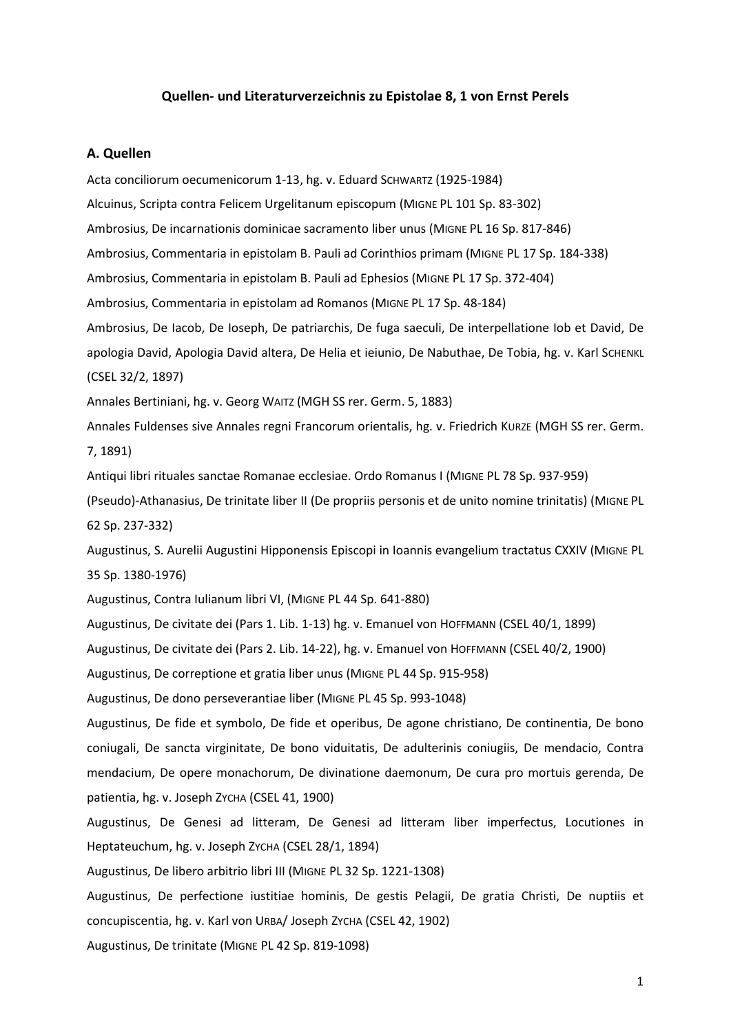**Quellen- und Literaturverzeichnis zu Epistolae 8, 1 von Ernst Perels**

## A. Quellen

Acta conciliorum oecumenicorum 1-13, hg. v. Eduard SCHWARTZ (1925-1984)

Alcuinus, Scripta contra Felicem Urgelitanum episcopum (MIGNE PL 101 Sp. 83-302)

Ambrosius, De incarnationis dominicae sacramento liber unus (MIGNE PL 16 Sp. 817-846)

Ambrosius, Commentaria in epistolam B. Pauli ad Corinthios primam (MIGNE PL 17 Sp. 184-338)

Ambrosius, Commentaria in epistolam B. Pauli ad Ephesios (MIGNE PL 17 Sp. 372-404)

Ambrosius, Commentaria in epistolam ad Romanos (MIGNE PL 17 Sp. 48-184)

Ambrosius, De Iacob, De Ioseph, De patriarchis, De fuga saeculi, De interpellatione Iob et David, De apologia David, Apologia David altera, De Helia et ieiunio, De Nabuthae, De Tobia, hg. v. Karl SCHENKL (CSEL 32/2, 1897)

Annales Bertiniani, hg. v. Georg WAITZ (MGH SS rer. Germ. 5, 1883)

Annales Fuldenses sive Annales regni Francorum orientalis, hg. v. Friedrich KURZE (MGH SS rer. Germ. 7, 1891)

Antiqui libri rituales sanctae Romanae ecclesiae. Ordo Romanus I (MIGNE PL 78 Sp. 937-959)

(Pseudo)-Athanasius, De trinitate liber II (De propriis personis et de unito nomine trinitatis) (MIGNE PL 62 Sp. 237-332)

Augustinus, S. Aurelii Augustini Hipponensis Episcopi in Ioannis evangelium tractatus CXXIV (MIGNE PL 35 Sp. 1380-1976)

Augustinus, Contra Iulianum libri VI, (MIGNE PL 44 Sp. 641-880)

Augustinus, De civitate dei (Pars 1. Lib. 1-13) hg. v. Emanuel von HOFFMANN (CSEL 40/1, 1899)

Augustinus, De civitate dei (Pars 2. Lib. 14-22), hg. v. Emanuel von HOFFMANN (CSEL 40/2, 1900)

Augustinus, De correptione et gratia liber unus (MIGNE PL 44 Sp. 915-958)

Augustinus, De dono perseverantiae liber (MIGNE PL 45 Sp. 993-1048)

Augustinus, De fide et symbolo, De fide et operibus, De agone christiano, De continentia, De bono coniugali, De sancta virginitate, De bono viduitatis, De adulterinis coniugiis, De mendacio, Contra mendacium, De opere monachorum, De divinatione daemonum, De cura pro mortuis gerenda, De patientia, hg. v. Joseph ZYCHA (CSEL 41, 1900)

Augustinus, De Genesi ad litteram, De Genesi ad litteram liber imperfectus, Locutiones in Heptateuchum, hg. v. Joseph ZYCHA (CSEL 28/1, 1894)

Augustinus, De libero arbitrio libri III (MIGNE PL 32 Sp. 1221-1308)

Augustinus, De perfectione iustitiae hominis, De gestis Pelagii, De gratia Christi, De nuptiis et concupiscentia, hg. v. Karl von URBA/ Joseph ZYCHA (CSEL 42, 1902)

Augustinus, De trinitate (MIGNE PL 42 Sp. 819-1098)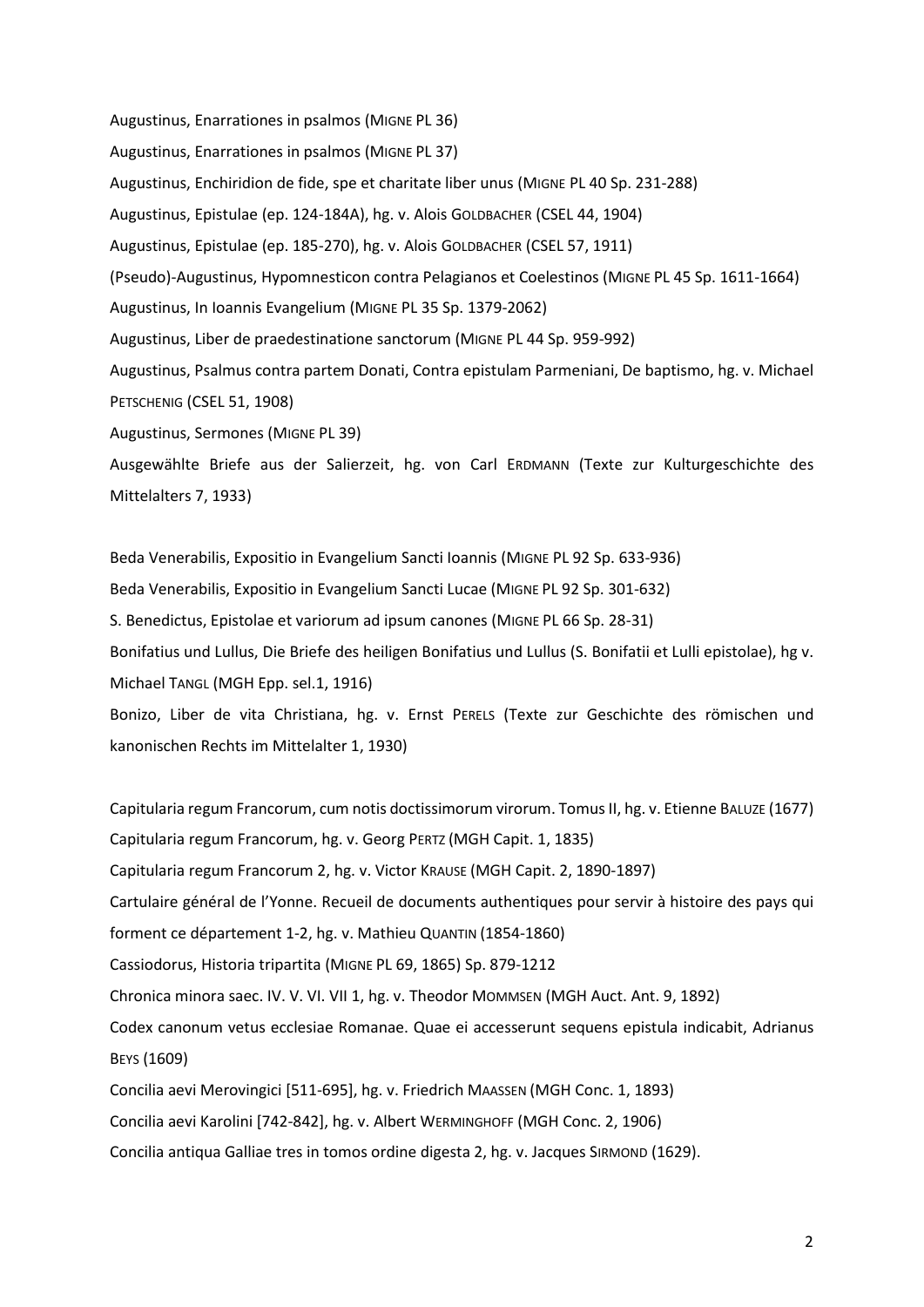Augustinus, Enarrationes in psalmos (Migne PL 36)

Augustinus, Enarrationes in psalmos (Migne PL 37)

Augustinus, Enchiridion de fide, spe et charitate liber unus (Migne PL 40 Sp. 231-288)

Augustinus, Epistulae (ep. 124-184A), hg. v. Alois Goldbacher (CSEL 44, 1904)

Augustinus, Epistulae (ep. 185-270), hg. v. Alois Goldbacher (CSEL 57, 1911)

(Pseudo)-Augustinus, Hypomnesticon contra Pelagianos et Coelestinos (Migne PL 45 Sp. 1611-1664)

Augustinus, In Ioannis Evangelium (Migne PL 35 Sp. 1379-2062)

Augustinus, Liber de praedestinatione sanctorum (Migne PL 44 Sp. 959-992)

Augustinus, Psalmus contra partem Donati, Contra epistulam Parmeniani, De baptismo, hg. v. Michael Petschenig (CSEL 51, 1908)

Augustinus, Sermones (Migne PL 39)

Ausgewählte Briefe aus der Salierzeit, hg. von Carl Erdmann (Texte zur Kulturgeschichte des Mittelalters 7, 1933)

Beda Venerabilis, Expositio in Evangelium Sancti Ioannis (Migne PL 92 Sp. 633-936)

Beda Venerabilis, Expositio in Evangelium Sancti Lucae (Migne PL 92 Sp. 301-632)

S. Benedictus, Epistolae et variorum ad ipsum canones (Migne PL 66 Sp. 28-31)

Bonifatius und Lullus, Die Briefe des heiligen Bonifatius und Lullus (S. Bonifatii et Lulli epistolae), hg v. Michael Tangl (MGH Epp. sel.1, 1916)

Bonizo, Liber de vita Christiana, hg. v. Ernst Perels (Texte zur Geschichte des römischen und kanonischen Rechts im Mittelalter 1, 1930)

Capitularia regum Francorum, cum notis doctissimorum virorum. Tomus II, hg. v. Etienne Baluze (1677)

Capitularia regum Francorum, hg. v. Georg Pertz (MGH Capit. 1, 1835)

Capitularia regum Francorum 2, hg. v. Victor Krause (MGH Capit. 2, 1890-1897)

Cartulaire général de l'Yonne. Recueil de documents authentiques pour servir à histoire des pays qui forment ce département 1-2, hg. v. Mathieu Quantin (1854-1860)

Cassiodorus, Historia tripartita (Migne PL 69, 1865) Sp. 879-1212

Chronica minora saec. IV. V. VI. VII 1, hg. v. Theodor Mommsen (MGH Auct. Ant. 9, 1892)

Codex canonum vetus ecclesiae Romanae. Quae ei accesserunt sequens epistula indicabit, Adrianus Beys (1609)

Concilia aevi Merovingici [511-695], hg. v. Friedrich Maassen (MGH Conc. 1, 1893)

Concilia aevi Karolini [742-842], hg. v. Albert Werminghoff (MGH Conc. 2, 1906)

Concilia antiqua Galliae tres in tomos ordine digesta 2, hg. v. Jacques Sirmond (1629).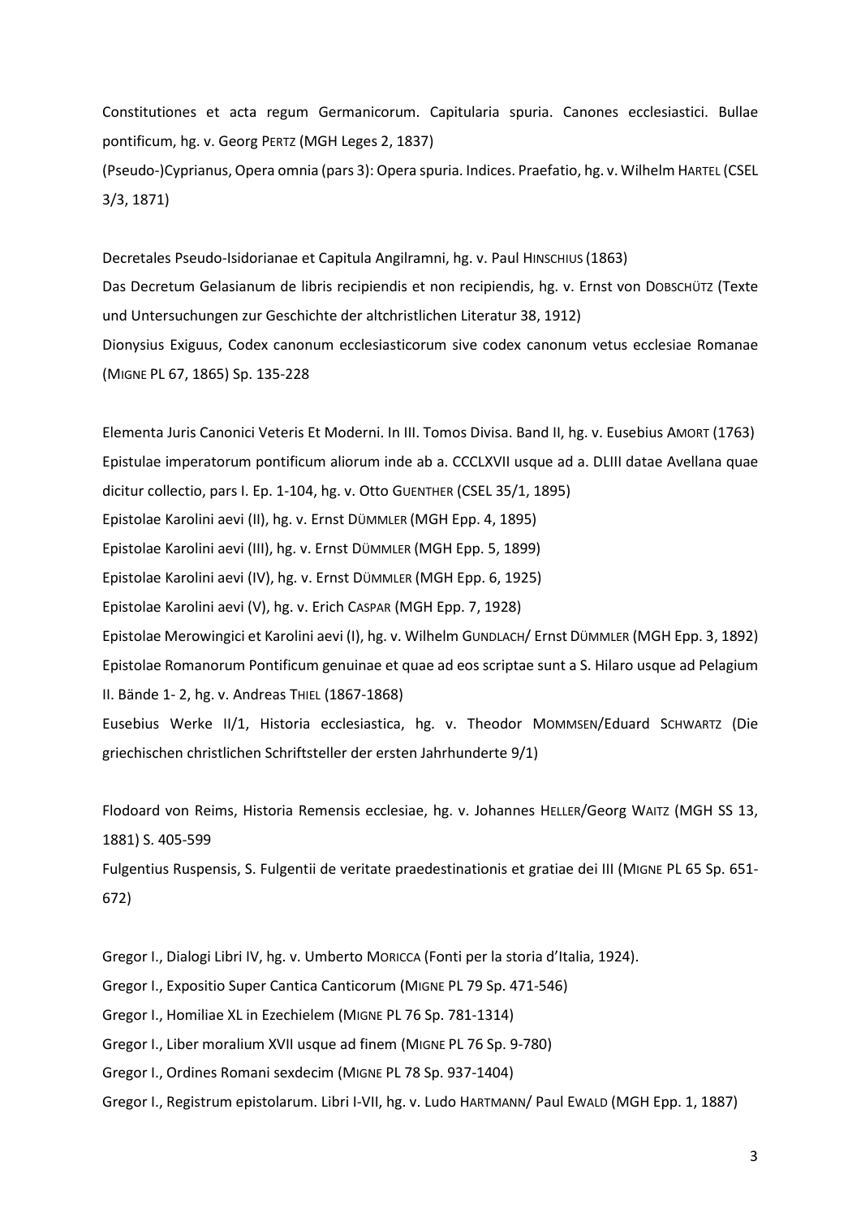Constitutiones et acta regum Germanicorum. Capitularia spuria. Canones ecclesiastici. Bullae pontificum, hg. v. Georg PERTZ (MGH Leges 2, 1837)

(Pseudo-)Cyprianus, Opera omnia (pars 3): Opera spuria. Indices. Praefatio, hg. v. Wilhelm HARTEL (CSEL 3/3, 1871)

Decretales Pseudo-Isidorianae et Capitula Angilramni, hg. v. Paul HINSCHIUS (1863)

Das Decretum Gelasianum de libris recipiendis et non recipiendis, hg. v. Ernst von DOBSCHÜTZ (Texte und Untersuchungen zur Geschichte der altchristlichen Literatur 38, 1912)

Dionysius Exiguus, Codex canonum ecclesiasticorum sive codex canonum vetus ecclesiae Romanae (MIGNE PL 67, 1865) Sp. 135-228

Elementa Juris Canonici Veteris Et Moderni. In III. Tomos Divisa. Band II, hg. v. Eusebius AMORT (1763)

Epistulae imperatorum pontificum aliorum inde ab a. CCCLXVII usque ad a. DLIII datae Avellana quae dicitur collectio, pars I. Ep. 1-104, hg. v. Otto GUENTHER (CSEL 35/1, 1895)

Epistolae Karolini aevi (II), hg. v. Ernst DÜMMLER (MGH Epp. 4, 1895)

Epistolae Karolini aevi (III), hg. v. Ernst DÜMMLER (MGH Epp. 5, 1899)

Epistolae Karolini aevi (IV), hg. v. Ernst DÜMMLER (MGH Epp. 6, 1925)

Epistolae Karolini aevi (V), hg. v. Erich CASPAR (MGH Epp. 7, 1928)

Epistolae Merowingici et Karolini aevi (I), hg. v. Wilhelm GUNDLACH/ Ernst DÜMMLER (MGH Epp. 3, 1892)

Epistolae Romanorum Pontificum genuinae et quae ad eos scriptae sunt a S. Hilaro usque ad Pelagium II. Bände 1- 2, hg. v. Andreas THIEL (1867-1868)

Eusebius Werke II/1, Historia ecclesiastica, hg. v. Theodor MOMMSEN/Eduard SCHWARTZ (Die griechischen christlichen Schriftsteller der ersten Jahrhunderte 9/1)

Flodoard von Reims, Historia Remensis ecclesiae, hg. v. Johannes HELLER/Georg WAITZ (MGH SS 13, 1881) S. 405-599

Fulgentius Ruspensis, S. Fulgentii de veritate praedestinationis et gratiae dei III (MIGNE PL 65 Sp. 651-672)

Gregor I., Dialogi Libri IV, hg. v. Umberto MORICCA (Fonti per la storia d'Italia, 1924).

Gregor I., Expositio Super Cantica Canticorum (MIGNE PL 79 Sp. 471-546)

Gregor I., Homiliae XL in Ezechielem (MIGNE PL 76 Sp. 781-1314)

Gregor I., Liber moralium XVII usque ad finem (MIGNE PL 76 Sp. 9-780)

Gregor I., Ordines Romani sexdecim (MIGNE PL 78 Sp. 937-1404)

Gregor I., Registrum epistolarum. Libri I-VII, hg. v. Ludo HARTMANN/ Paul EWALD (MGH Epp. 1, 1887)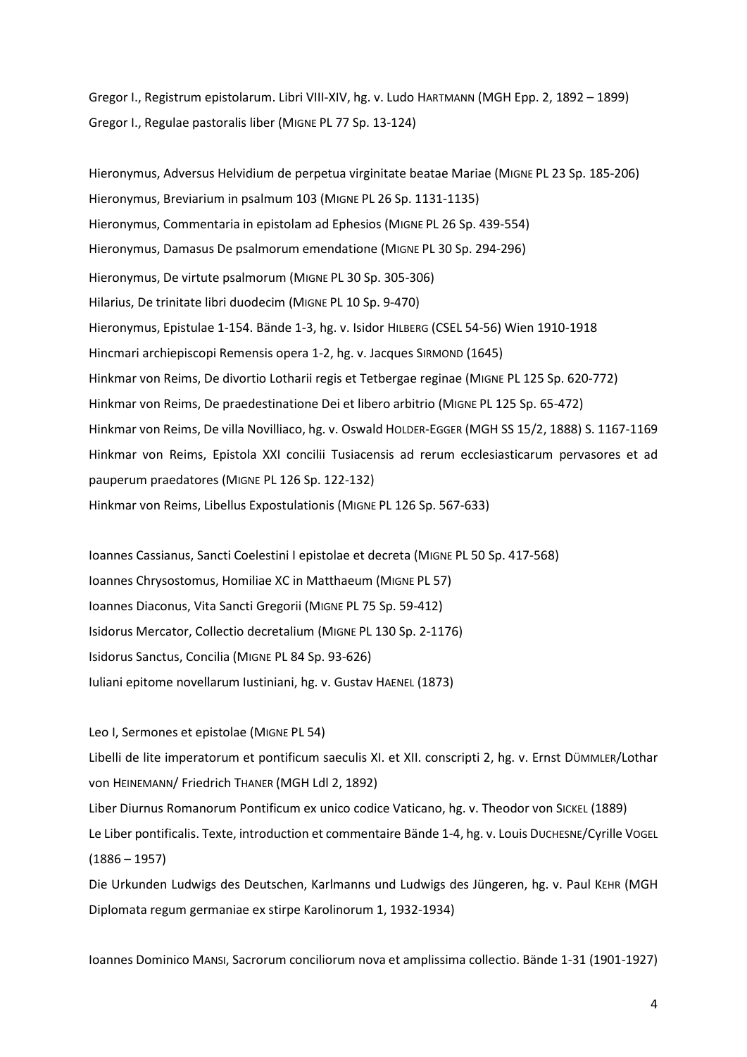Gregor I., Registrum epistolarum. Libri VIII-XIV, hg. v. Ludo HARTMANN (MGH Epp. 2, 1892 – 1899)

Gregor I., Regulae pastoralis liber (MIGNE PL 77 Sp. 13-124)

Hieronymus, Adversus Helvidium de perpetua virginitate beatae Mariae (MIGNE PL 23 Sp. 185-206)

Hieronymus, Breviarium in psalmum 103 (MIGNE PL 26 Sp. 1131-1135)

Hieronymus, Commentaria in epistolam ad Ephesios (MIGNE PL 26 Sp. 439-554)

Hieronymus, Damasus De psalmorum emendatione (MIGNE PL 30 Sp. 294-296)

Hieronymus, De virtute psalmorum (MIGNE PL 30 Sp. 305-306)

Hilarius, De trinitate libri duodecim (MIGNE PL 10 Sp. 9-470)

Hieronymus, Epistulae 1-154. Bände 1-3, hg. v. Isidor HILBERG (CSEL 54-56) Wien 1910-1918

Hincmari archiepiscopi Remensis opera 1-2, hg. v. Jacques SIRMOND (1645)

Hinkmar von Reims, De divortio Lotharii regis et Tetbergae reginae (MIGNE PL 125 Sp. 620-772)

Hinkmar von Reims, De praedestinatione Dei et libero arbitrio (MIGNE PL 125 Sp. 65-472)

Hinkmar von Reims, De villa Novilliaco, hg. v. Oswald HOLDER-EGGER (MGH SS 15/2, 1888) S. 1167-1169

Hinkmar von Reims, Epistola XXI concilii Tusiacensis ad rerum ecclesiasticarum pervasores et ad pauperum praedatores (MIGNE PL 126 Sp. 122-132)

Hinkmar von Reims, Libellus Expostulationis (MIGNE PL 126 Sp. 567-633)

Ioannes Cassianus, Sancti Coelestini I epistolae et decreta (MIGNE PL 50 Sp. 417-568)

Ioannes Chrysostomus, Homiliae XC in Matthaeum (MIGNE PL 57)

Ioannes Diaconus, Vita Sancti Gregorii (MIGNE PL 75 Sp. 59-412)

Isidorus Mercator, Collectio decretalium (MIGNE PL 130 Sp. 2-1176)

Isidorus Sanctus, Concilia (MIGNE PL 84 Sp. 93-626)

Iuliani epitome novellarum Iustiniani, hg. v. Gustav HAENEL (1873)

Leo I, Sermones et epistolae (MIGNE PL 54)

Libelli de lite imperatorum et pontificum saeculis XI. et XII. conscripti 2, hg. v. Ernst DÜMMLER/Lothar von HEINEMANN/ Friedrich THANER (MGH Ldl 2, 1892)

Liber Diurnus Romanorum Pontificum ex unico codice Vaticano, hg. v. Theodor von SICKEL (1889)

Le Liber pontificalis. Texte, introduction et commentaire Bände 1-4, hg. v. Louis DUCHESNE/Cyrille VOGEL (1886 – 1957)

Die Urkunden Ludwigs des Deutschen, Karlmanns und Ludwigs des Jüngeren, hg. v. Paul KEHR (MGH Diplomata regum germaniae ex stirpe Karolinorum 1, 1932-1934)

Ioannes Dominico MANSI, Sacrorum conciliorum nova et amplissima collectio. Bände 1-31 (1901-1927)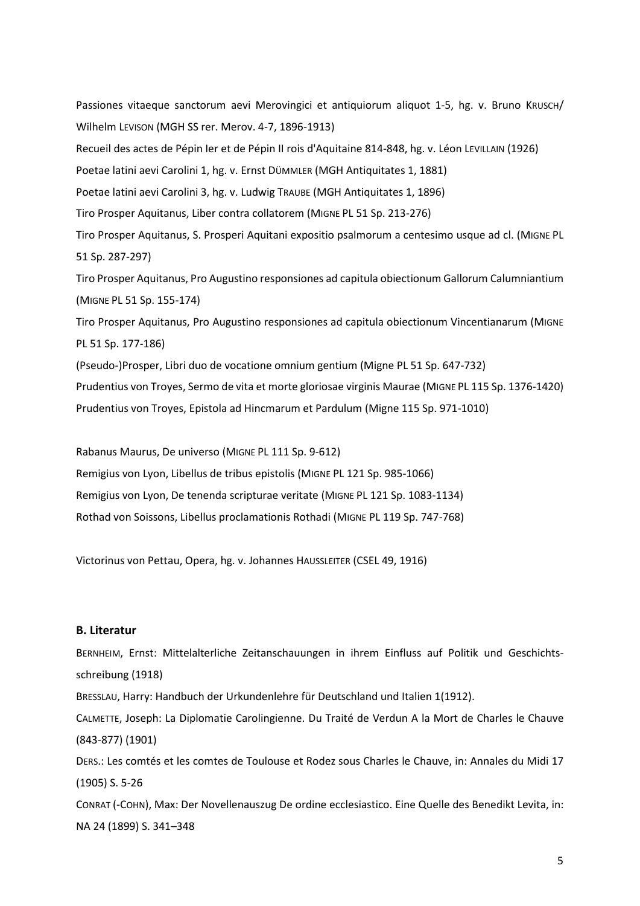Passiones vitaeque sanctorum aevi Merovingici et antiquiorum aliquot 1-5, hg. v. Bruno KRUSCH/ Wilhelm LEVISON (MGH SS rer. Merov. 4-7, 1896-1913)

Recueil des actes de Pépin Ier et de Pépin II rois d'Aquitaine 814-848, hg. v. Léon LEVILLAIN (1926)

Poetae latini aevi Carolini 1, hg. v. Ernst DÜMMLER (MGH Antiquitates 1, 1881)

Poetae latini aevi Carolini 3, hg. v. Ludwig TRAUBE (MGH Antiquitates 1, 1896)

Tiro Prosper Aquitanus, Liber contra collatorem (MIGNE PL 51 Sp. 213-276)

Tiro Prosper Aquitanus, S. Prosperi Aquitani expositio psalmorum a centesimo usque ad cl. (MIGNE PL 51 Sp. 287-297)

Tiro Prosper Aquitanus, Pro Augustino responsiones ad capitula obiectionum Gallorum Calumniantium (MIGNE PL 51 Sp. 155-174)

Tiro Prosper Aquitanus, Pro Augustino responsiones ad capitula obiectionum Vincentianarum (MIGNE PL 51 Sp. 177-186)

(Pseudo-)Prosper, Libri duo de vocatione omnium gentium (Migne PL 51 Sp. 647-732)

Prudentius von Troyes, Sermo de vita et morte gloriosae virginis Maurae (MIGNE PL 115 Sp. 1376-1420)

Prudentius von Troyes, Epistola ad Hincmarum et Pardulum (Migne 115 Sp. 971-1010)

Rabanus Maurus, De universo (MIGNE PL 111 Sp. 9-612)

Remigius von Lyon, Libellus de tribus epistolis (MIGNE PL 121 Sp. 985-1066)

Remigius von Lyon, De tenenda scripturae veritate (MIGNE PL 121 Sp. 1083-1134)

Rothad von Soissons, Libellus proclamationis Rothadi (MIGNE PL 119 Sp. 747-768)

Victorinus von Pettau, Opera, hg. v. Johannes HAUSSLEITER (CSEL 49, 1916)

### B. Literatur

BERNHEIM, Ernst: Mittelalterliche Zeitanschauungen in ihrem Einfluss auf Politik und Geschichtsschreibung (1918)

BRESSLAU, Harry: Handbuch der Urkundenlehre für Deutschland und Italien 1(1912).

CALMETTE, Joseph: La Diplomatie Carolingienne. Du Traité de Verdun A la Mort de Charles le Chauve (843-877) (1901)

DERS.: Les comtés et les comtes de Toulouse et Rodez sous Charles le Chauve, in: Annales du Midi 17 (1905) S. 5-26

CONRAT (-COHN), Max: Der Novellenauszug De ordine ecclesiastico. Eine Quelle des Benedikt Levita, in: NA 24 (1899) S. 341–348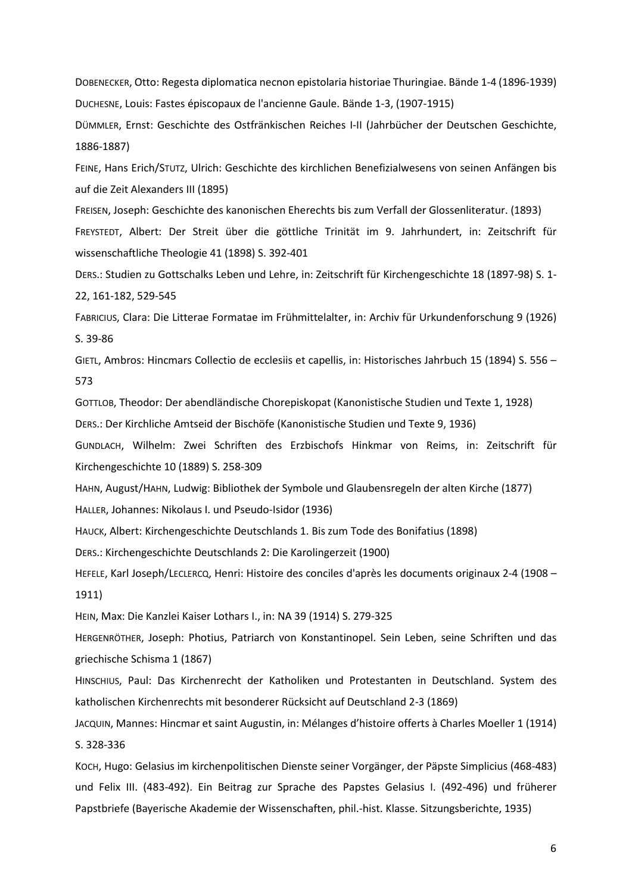DOBENECKER, Otto: Regesta diplomatica necnon epistolaria historiae Thuringiae. Bände 1-4 (1896-1939)

DUCHESNE, Louis: Fastes épiscopaux de l'ancienne Gaule. Bände 1-3, (1907-1915)

DÜMMLER, Ernst: Geschichte des Ostfränkischen Reiches I-II (Jahrbücher der Deutschen Geschichte, 1886-1887)

FEINE, Hans Erich/STUTZ, Ulrich: Geschichte des kirchlichen Benefizialwesens von seinen Anfängen bis auf die Zeit Alexanders III (1895)

FREISEN, Joseph: Geschichte des kanonischen Eherechts bis zum Verfall der Glossenliteratur. (1893)

FREYSTEDT, Albert: Der Streit über die göttliche Trinität im 9. Jahrhundert, in: Zeitschrift für wissenschaftliche Theologie 41 (1898) S. 392-401

DERS.: Studien zu Gottschalks Leben und Lehre, in: Zeitschrift für Kirchengeschichte 18 (1897-98) S. 1-22, 161-182, 529-545

FABRICIUS, Clara: Die Litterae Formatae im Frühmittelalter, in: Archiv für Urkundenforschung 9 (1926) S. 39-86

GIETL, Ambros: Hincmars Collectio de ecclesiis et capellis, in: Historisches Jahrbuch 15 (1894) S. 556 – 573

GOTTLOB, Theodor: Der abendländische Chorepiskopat (Kanonistische Studien und Texte 1, 1928)

DERS.: Der Kirchliche Amtseid der Bischöfe (Kanonistische Studien und Texte 9, 1936)

GUNDLACH, Wilhelm: Zwei Schriften des Erzbischofs Hinkmar von Reims, in: Zeitschrift für Kirchengeschichte 10 (1889) S. 258-309

HAHN, August/HAHN, Ludwig: Bibliothek der Symbole und Glaubensregeln der alten Kirche (1877)

HALLER, Johannes: Nikolaus I. und Pseudo-Isidor (1936)

HAUCK, Albert: Kirchengeschichte Deutschlands 1. Bis zum Tode des Bonifatius (1898)

DERS.: Kirchengeschichte Deutschlands 2: Die Karolingerzeit (1900)

HEFELE, Karl Joseph/LECLERCQ, Henri: Histoire des conciles d'après les documents originaux 2-4 (1908 – 1911)

HEIN, Max: Die Kanzlei Kaiser Lothars I., in: NA 39 (1914) S. 279-325

HERGENRÖTHER, Joseph: Photius, Patriarch von Konstantinopel. Sein Leben, seine Schriften und das griechische Schisma 1 (1867)

HINSCHIUS, Paul: Das Kirchenrecht der Katholiken und Protestanten in Deutschland. System des katholischen Kirchenrechts mit besonderer Rücksicht auf Deutschland 2-3 (1869)

JACQUIN, Mannes: Hincmar et saint Augustin, in: Mélanges d'histoire offerts à Charles Moeller 1 (1914) S. 328-336

KOCH, Hugo: Gelasius im kirchenpolitischen Dienste seiner Vorgänger, der Päpste Simplicius (468-483) und Felix III. (483-492). Ein Beitrag zur Sprache des Papstes Gelasius I. (492-496) und früherer Papstbriefe (Bayerische Akademie der Wissenschaften, phil.-hist. Klasse. Sitzungsberichte, 1935)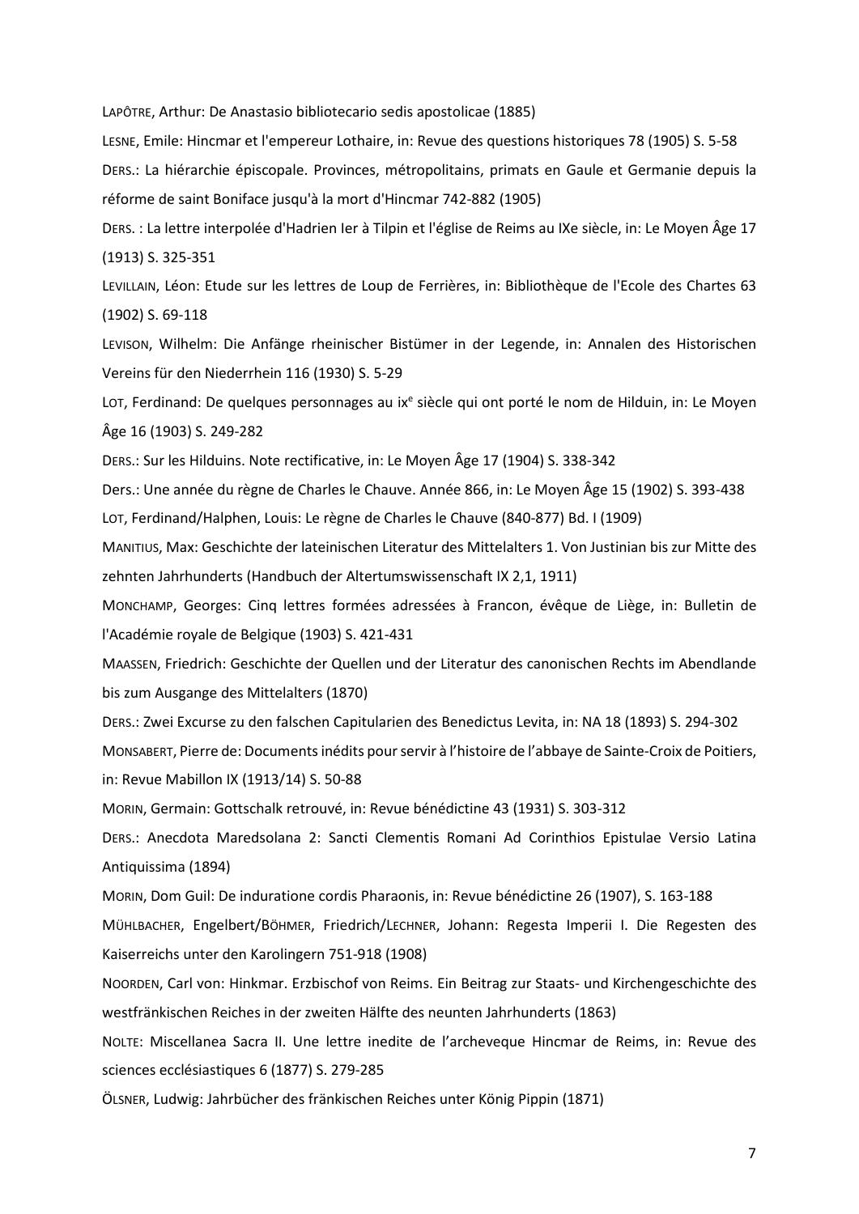LAPÔTRE, Arthur: De Anastasio bibliotecario sedis apostolicae (1885)

LESNE, Emile: Hincmar et l'empereur Lothaire, in: Revue des questions historiques 78 (1905) S. 5-58

DERS.: La hiérarchie épiscopale. Provinces, métropolitains, primats en Gaule et Germanie depuis la réforme de saint Boniface jusqu'à la mort d'Hincmar 742-882 (1905)

DERS. : La lettre interpolée d'Hadrien Ier à Tilpin et l'église de Reims au IXe siècle, in: Le Moyen Âge 17 (1913) S. 325-351

LEVILLAIN, Léon: Etude sur les lettres de Loup de Ferrières, in: Bibliothèque de l'Ecole des Chartes 63 (1902) S. 69-118

LEVISON, Wilhelm: Die Anfänge rheinischer Bistümer in der Legende, in: Annalen des Historischen Vereins für den Niederrhein 116 (1930) S. 5-29

LOT, Ferdinand: De quelques personnages au ix[e] siècle qui ont porté le nom de Hilduin, in: Le Moyen Âge 16 (1903) S. 249-282

DERS.: Sur les Hilduins. Note rectificative, in: Le Moyen Âge 17 (1904) S. 338-342

Ders.: Une année du règne de Charles le Chauve. Année 866, in: Le Moyen Âge 15 (1902) S. 393-438

LOT, Ferdinand/Halphen, Louis: Le règne de Charles le Chauve (840-877) Bd. I (1909)

MANITIUS, Max: Geschichte der lateinischen Literatur des Mittelalters 1. Von Justinian bis zur Mitte des zehnten Jahrhunderts (Handbuch der Altertumswissenschaft IX 2,1, 1911)

MONCHAMP, Georges: Cinq lettres formées adressées à Francon, évêque de Liège, in: Bulletin de l'Académie royale de Belgique (1903) S. 421-431

MAASSEN, Friedrich: Geschichte der Quellen und der Literatur des canonischen Rechts im Abendlande bis zum Ausgange des Mittelalters (1870)

DERS.: Zwei Excurse zu den falschen Capitularien des Benedictus Levita, in: NA 18 (1893) S. 294-302

MONSABERT, Pierre de: Documents inédits pour servir à l'histoire de l'abbaye de Sainte-Croix de Poitiers, in: Revue Mabillon IX (1913/14) S. 50-88

MORIN, Germain: Gottschalk retrouvé, in: Revue bénédictine 43 (1931) S. 303-312

DERS.: Anecdota Maredsolana 2: Sancti Clementis Romani Ad Corinthios Epistulae Versio Latina Antiquissima (1894)

MORIN, Dom Guil: De induratione cordis Pharaonis, in: Revue bénédictine 26 (1907), S. 163-188

MÜHLBACHER, Engelbert/BÖHMER, Friedrich/LECHNER, Johann: Regesta Imperii I. Die Regesten des Kaiserreichs unter den Karolingern 751-918 (1908)

NOORDEN, Carl von: Hinkmar. Erzbischof von Reims. Ein Beitrag zur Staats- und Kirchengeschichte des westfränkischen Reiches in der zweiten Hälfte des neunten Jahrhunderts (1863)

NOLTE: Miscellanea Sacra II. Une lettre inedite de l'archeveque Hincmar de Reims, in: Revue des sciences ecclésiastiques 6 (1877) S. 279-285

ÖLSNER, Ludwig: Jahrbücher des fränkischen Reiches unter König Pippin (1871)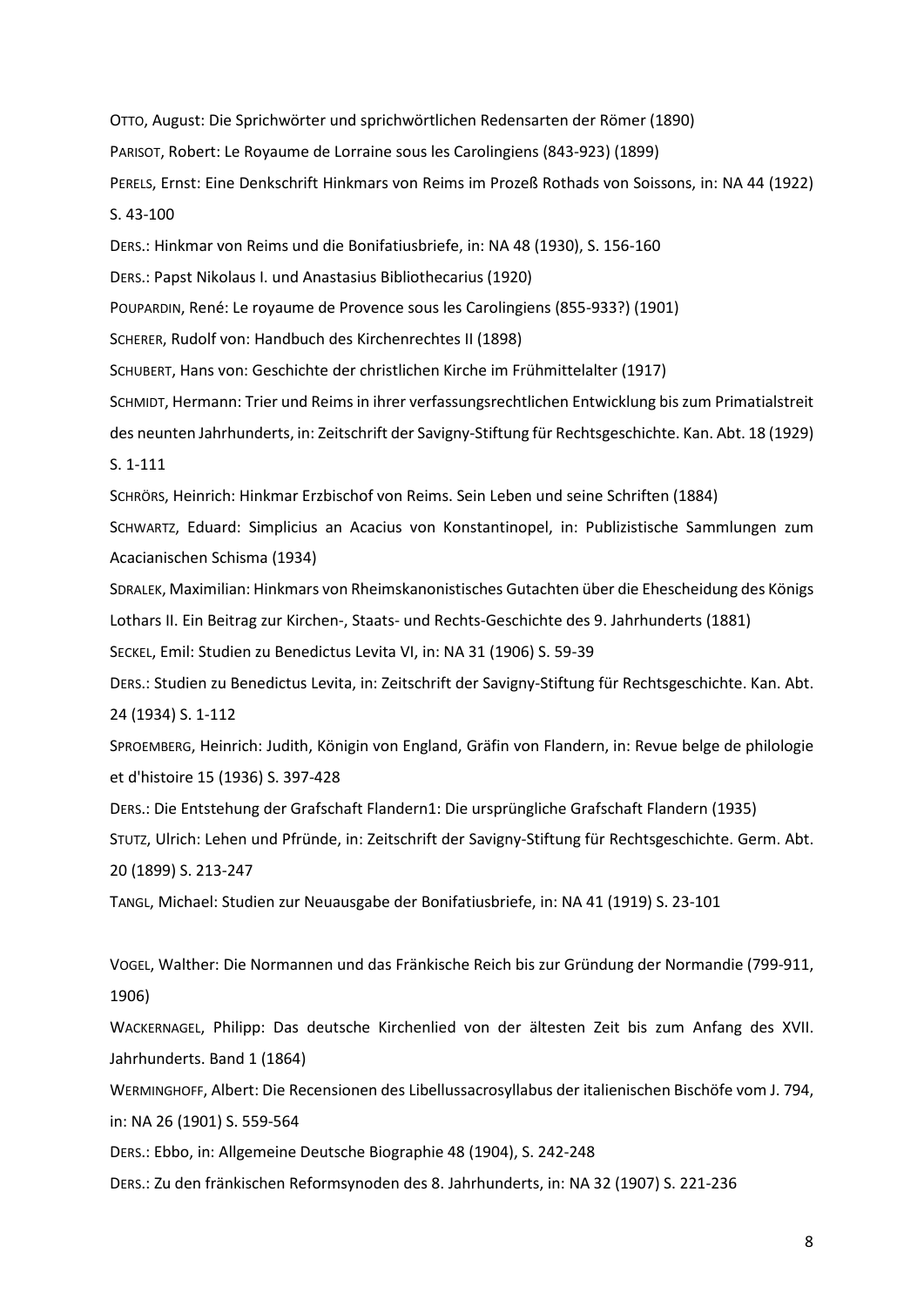OTTO, August: Die Sprichwörter und sprichwörtlichen Redensarten der Römer (1890)

PARISOT, Robert: Le Royaume de Lorraine sous les Carolingiens (843-923) (1899)

PERELS, Ernst: Eine Denkschrift Hinkmars von Reims im Prozeß Rothads von Soissons, in: NA 44 (1922) S. 43-100

DERS.: Hinkmar von Reims und die Bonifatiusbriefe, in: NA 48 (1930), S. 156-160

DERS.: Papst Nikolaus I. und Anastasius Bibliothecarius (1920)

POUPARDIN, René: Le royaume de Provence sous les Carolingiens (855-933?) (1901)

SCHERER, Rudolf von: Handbuch des Kirchenrechtes II (1898)

SCHUBERT, Hans von: Geschichte der christlichen Kirche im Frühmittelalter (1917)

SCHMIDT, Hermann: Trier und Reims in ihrer verfassungsrechtlichen Entwicklung bis zum Primatialstreit des neunten Jahrhunderts, in: Zeitschrift der Savigny-Stiftung für Rechtsgeschichte. Kan. Abt. 18 (1929) S. 1-111

SCHRÖRS, Heinrich: Hinkmar Erzbischof von Reims. Sein Leben und seine Schriften (1884)

SCHWARTZ, Eduard: Simplicius an Acacius von Konstantinopel, in: Publizistische Sammlungen zum Acacianischen Schisma (1934)

SDRALEK, Maximilian: Hinkmars von Rheimskanonistisches Gutachten über die Ehescheidung des Königs Lothars II. Ein Beitrag zur Kirchen-, Staats- und Rechts-Geschichte des 9. Jahrhunderts (1881)

SECKEL, Emil: Studien zu Benedictus Levita VI, in: NA 31 (1906) S. 59-39

DERS.: Studien zu Benedictus Levita, in: Zeitschrift der Savigny-Stiftung für Rechtsgeschichte. Kan. Abt. 24 (1934) S. 1-112

SPROEMBERG, Heinrich: Judith, Königin von England, Gräfin von Flandern, in: Revue belge de philologie et d'histoire 15 (1936) S. 397-428

DERS.: Die Entstehung der Grafschaft Flandern1: Die ursprüngliche Grafschaft Flandern (1935)

STUTZ, Ulrich: Lehen und Pfründe, in: Zeitschrift der Savigny-Stiftung für Rechtsgeschichte. Germ. Abt. 20 (1899) S. 213-247

TANGL, Michael: Studien zur Neuausgabe der Bonifatiusbriefe, in: NA 41 (1919) S. 23-101

VOGEL, Walther: Die Normannen und das Fränkische Reich bis zur Gründung der Normandie (799-911, 1906)

WACKERNAGEL, Philipp: Das deutsche Kirchenlied von der ältesten Zeit bis zum Anfang des XVII. Jahrhunderts. Band 1 (1864)

WERMINGHOFF, Albert: Die Recensionen des Libellussacrosyllabus der italienischen Bischöfe vom J. 794, in: NA 26 (1901) S. 559-564

DERS.: Ebbo, in: Allgemeine Deutsche Biographie 48 (1904), S. 242-248

DERS.: Zu den fränkischen Reformsynoden des 8. Jahrhunderts, in: NA 32 (1907) S. 221-236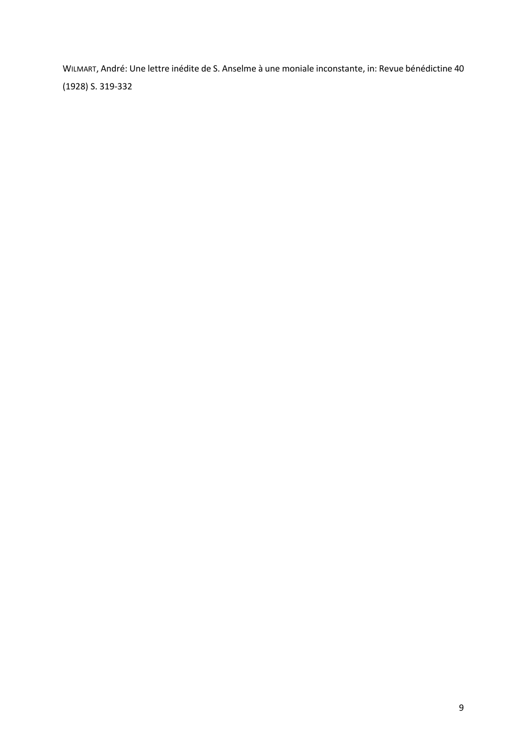WILMART, André: Une lettre inédite de S. Anselme à une moniale inconstante, in: Revue bénédictine 40 (1928) S. 319-332